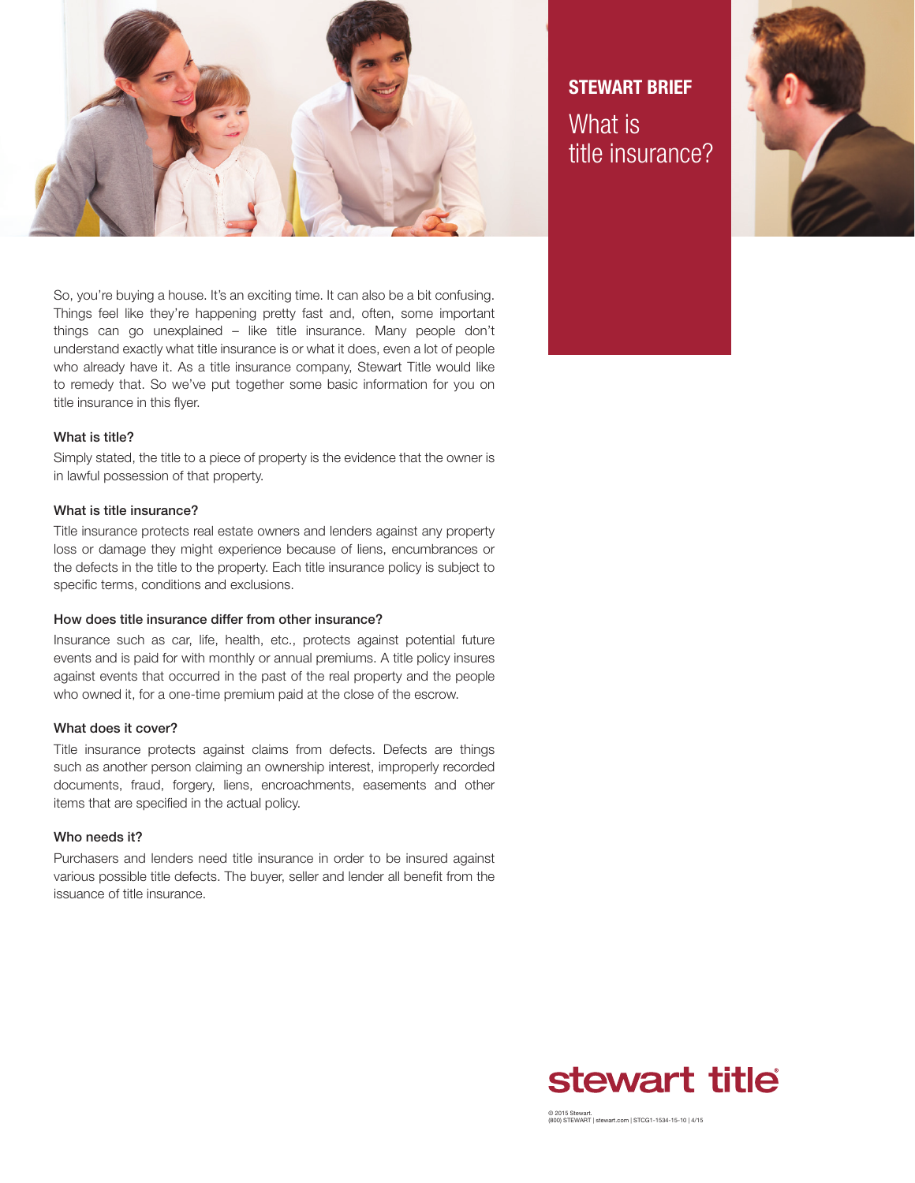**STEWART BRIEF**

# What is title insurance?

So, you're buying a house. It's an exciting time. It can also be a bit confusing. Things feel like they're happening pretty fast and, often, some important things can go unexplained – like title insurance. Many people don't understand exactly what title insurance is or what it does, even a lot of people who already have it. As a title insurance company, Stewart Title would like to remedy that. So we've put together some basic information for you on title insurance in this flyer.

### What is title?

Simply stated, the title to a piece of property is the evidence that the owner is in lawful possession of that property.

### What is title insurance?

Title insurance protects real estate owners and lenders against any property loss or damage they might experience because of liens, encumbrances or the defects in the title to the property. Each title insurance policy is subject to specific terms, conditions and exclusions.

### How does title insurance differ from other insurance?

Insurance such as car, life, health, etc., protects against potential future events and is paid for with monthly or annual premiums. A title policy insures against events that occurred in the past of the real property and the people who owned it, for a one-time premium paid at the close of the escrow.

### What does it cover?

Title insurance protects against claims from defects. Defects are things such as another person claiming an ownership interest, improperly recorded documents, fraud, forgery, liens, encroachments, easements and other items that are specified in the actual policy.

### Who needs it?

Purchasers and lenders need title insurance in order to be insured against various possible title defects. The buyer, seller and lender all benefit from the issuance of title insurance.

stewart title®

© 2015 Stewart.
(800) STEWART | stewart.com | STCG1-1534-15-10 | 4/15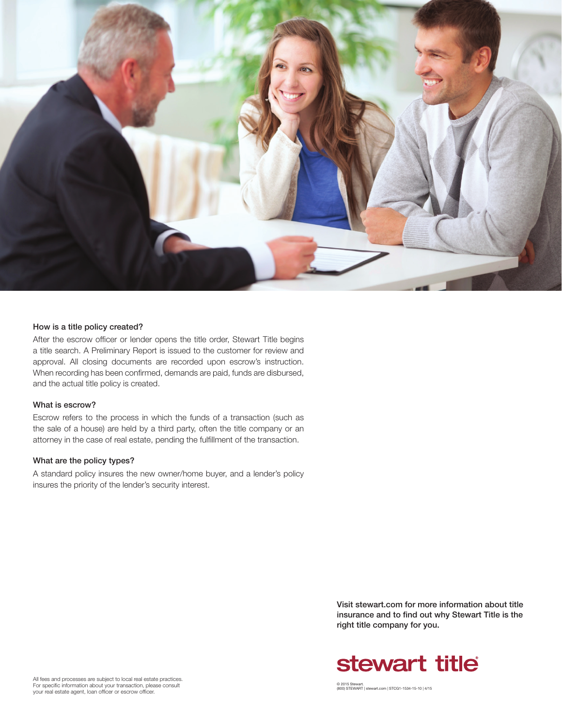### How is a title policy created?

After the escrow officer or lender opens the title order, Stewart Title begins a title search. A Preliminary Report is issued to the customer for review and approval. All closing documents are recorded upon escrow's instruction. When recording has been confirmed, demands are paid, funds are disbursed, and the actual title policy is created.

### What is escrow?

Escrow refers to the process in which the funds of a transaction (such as the sale of a house) are held by a third party, often the title company or an attorney in the case of real estate, pending the fulfillment of the transaction.

### What are the policy types?

A standard policy insures the new owner/home buyer, and a lender's policy insures the priority of the lender's security interest.

**Visit stewart.com for more information about title insurance and to find out why Stewart Title is the right title company for you.**

stewart title®

© 2015 Stewart.
(800) STEWART | stewart.com | STCG1-1534-15-10 | 4/15

All fees and processes are subject to local real estate practices. For specific information about your transaction, please consult your real estate agent, loan officer or escrow officer.